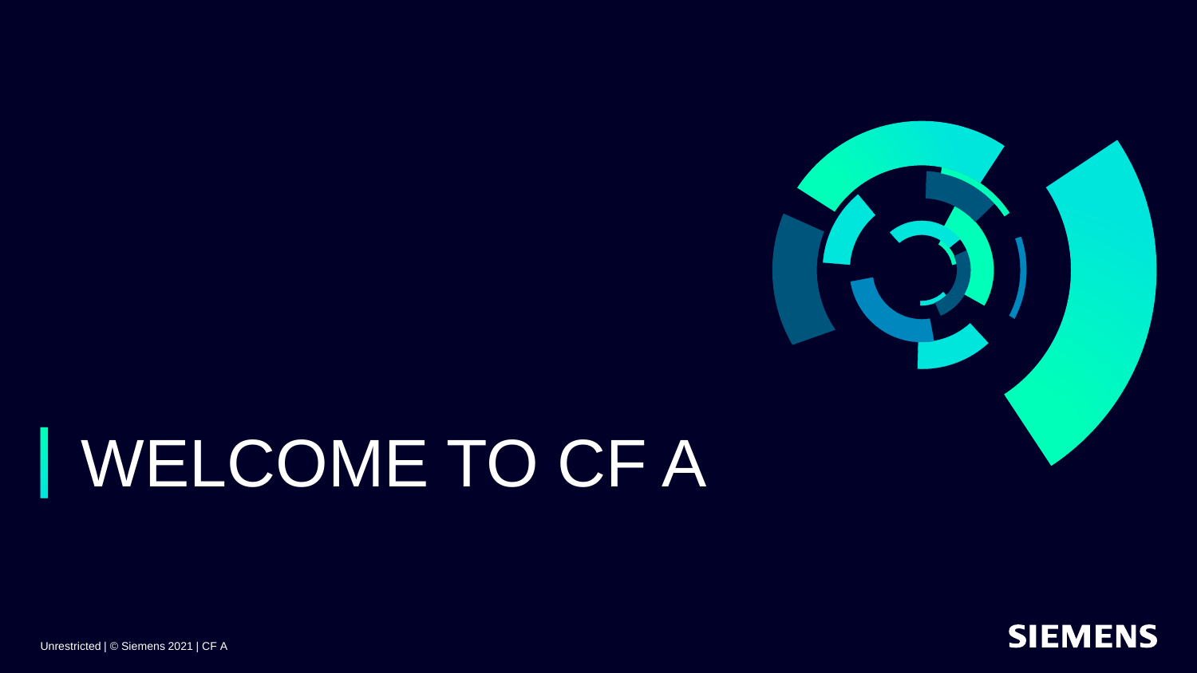# WELCOME TO CF A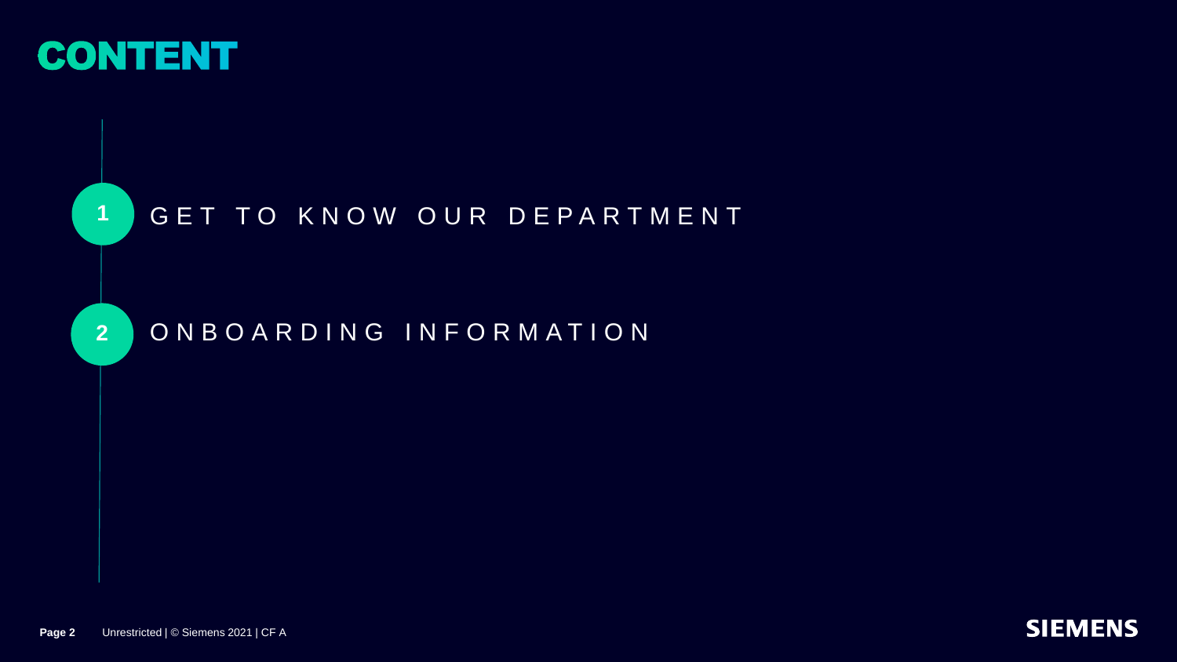# CONTENT

1. GET TO KNOW OUR DEPARTMENT
2. ONBOARDING INFORMATION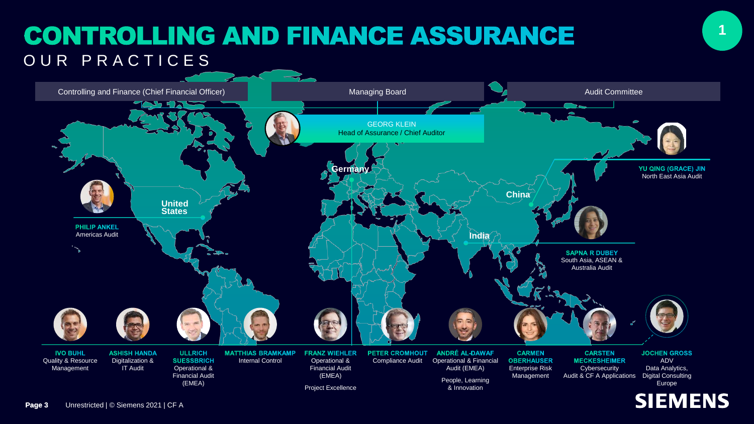# CONTROLLING AND FINANCE ASSURANCE

## OUR PRACTICES

Controlling and Finance (Chief Financial Officer)

Managing Board

Audit Committee

GEORG KLEIN
Head of Assurance / Chief Auditor

Germany

United States

China

India

**PHILIP ANKEL**
Americas Audit

**YU QING (GRACE) JIN**
North East Asia Audit

**SAPNA R DUBEY**
South Asia, ASEAN & Australia Audit

**IVO BUHL**
Quality & Resource Management

**ASHISH HANDA**
Digitalization & IT Audit

**ULLRICH SUESSBRICH**
Operational & Financial Audit (EMEA)

**MATTHIAS BRAMKAMP**
Internal Control

**FRANZ WIEHLER**
Operational & Financial Audit (EMEA)

Project Excellence

**PETER CROMHOUT**
Compliance Audit

**ANDRÉ AL-DAWAF**
Operational & Financial Audit (EMEA)

People, Learning & Innovation

**CARMEN OBERHAUSER**
Enterprise Risk Management

**CARSTEN MECKESHEIMER**
Cybersecurity Audit & CF A Applications

**JOCHEN GROSS**
ADV
Data Analytics, Digital Consulting Europe

Unrestricted | © Siemens 2021 | CF A

SIEMENS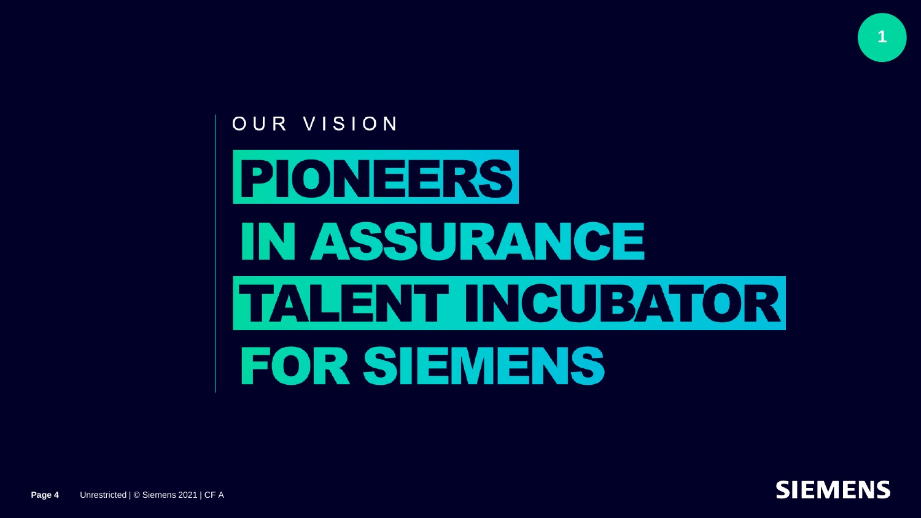OUR VISION

# PIONEERS IN ASSURANCE TALENT INCUBATOR FOR SIEMENS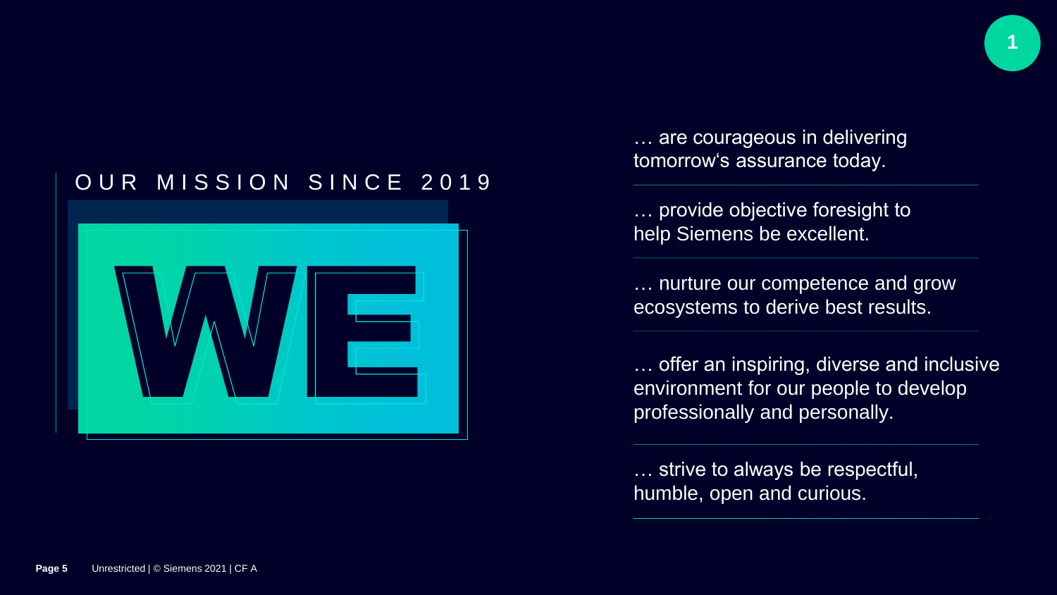## OUR MISSION SINCE 2019

# WE

… are courageous in delivering tomorrow's assurance today.

… provide objective foresight to help Siemens be excellent.

… nurture our competence and grow ecosystems to derive best results.

… offer an inspiring, diverse and inclusive environment for our people to develop professionally and personally.

… strive to always be respectful, humble, open and curious.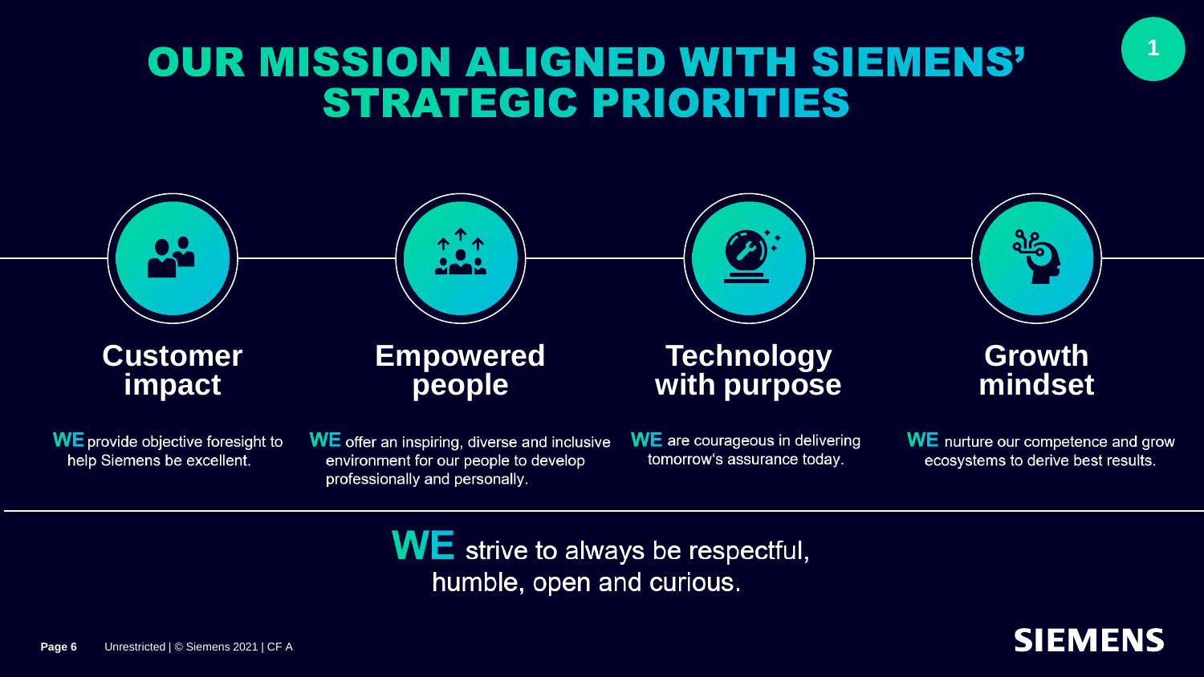# OUR MISSION ALIGNED WITH SIEMENS' STRATEGIC PRIORITIES

## Customer impact

**WE** provide objective foresight to help Siemens be excellent.

## Empowered people

**WE** offer an inspiring, diverse and inclusive environment for our people to develop professionally and personally.

## Technology with purpose

**WE** are courageous in delivering tomorrow's assurance today.

## Growth mindset

**WE** nurture our competence and grow ecosystems to derive best results.

---

**WE** strive to always be respectful, humble, open and curious.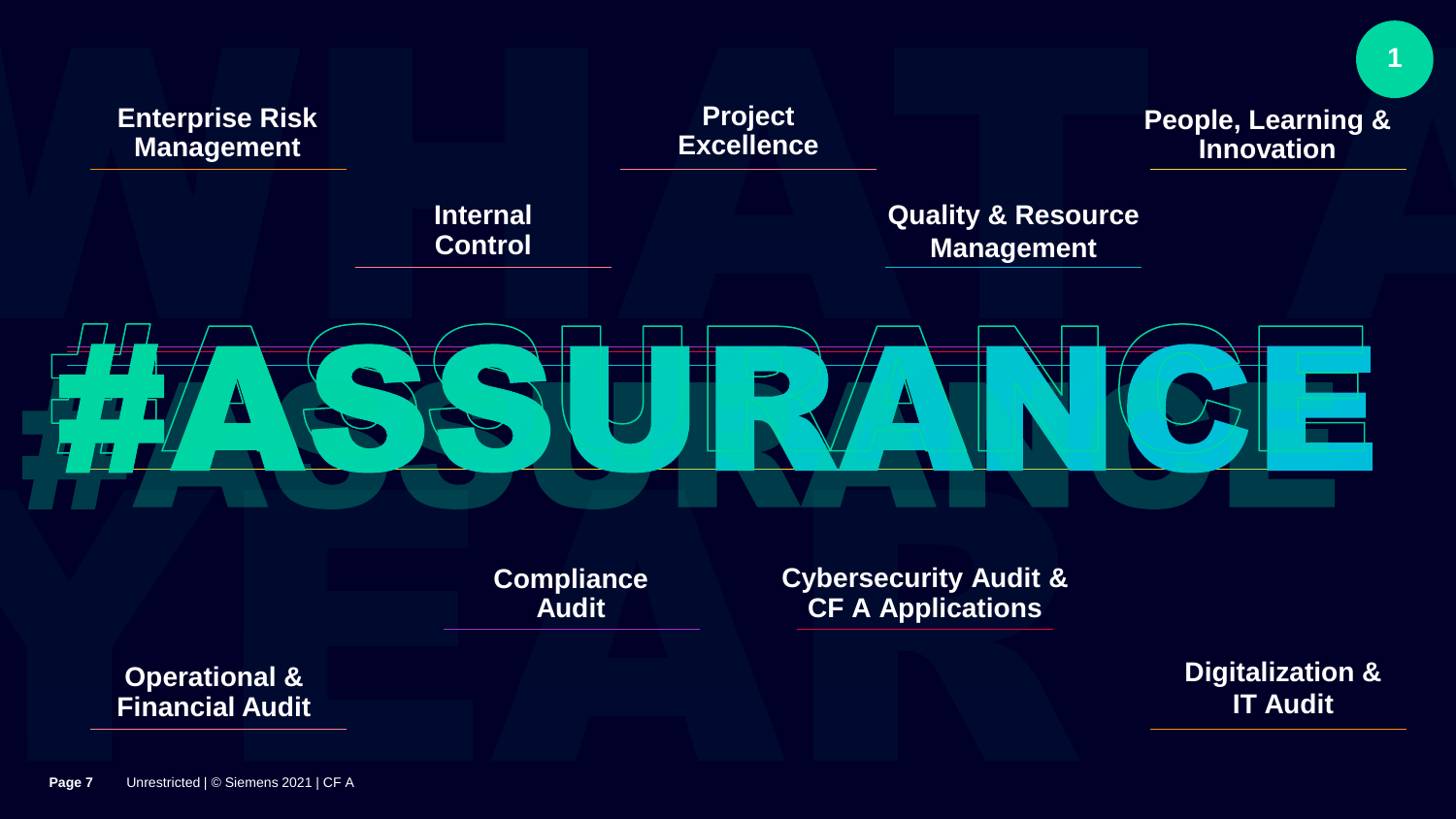# #ASSURANCE

- Enterprise Risk Management
- Project Excellence
- People, Learning & Innovation
- Internal Control
- Quality & Resource Management
- Compliance Audit
- Cybersecurity Audit & CF A Applications
- Operational & Financial Audit
- Digitalization & IT Audit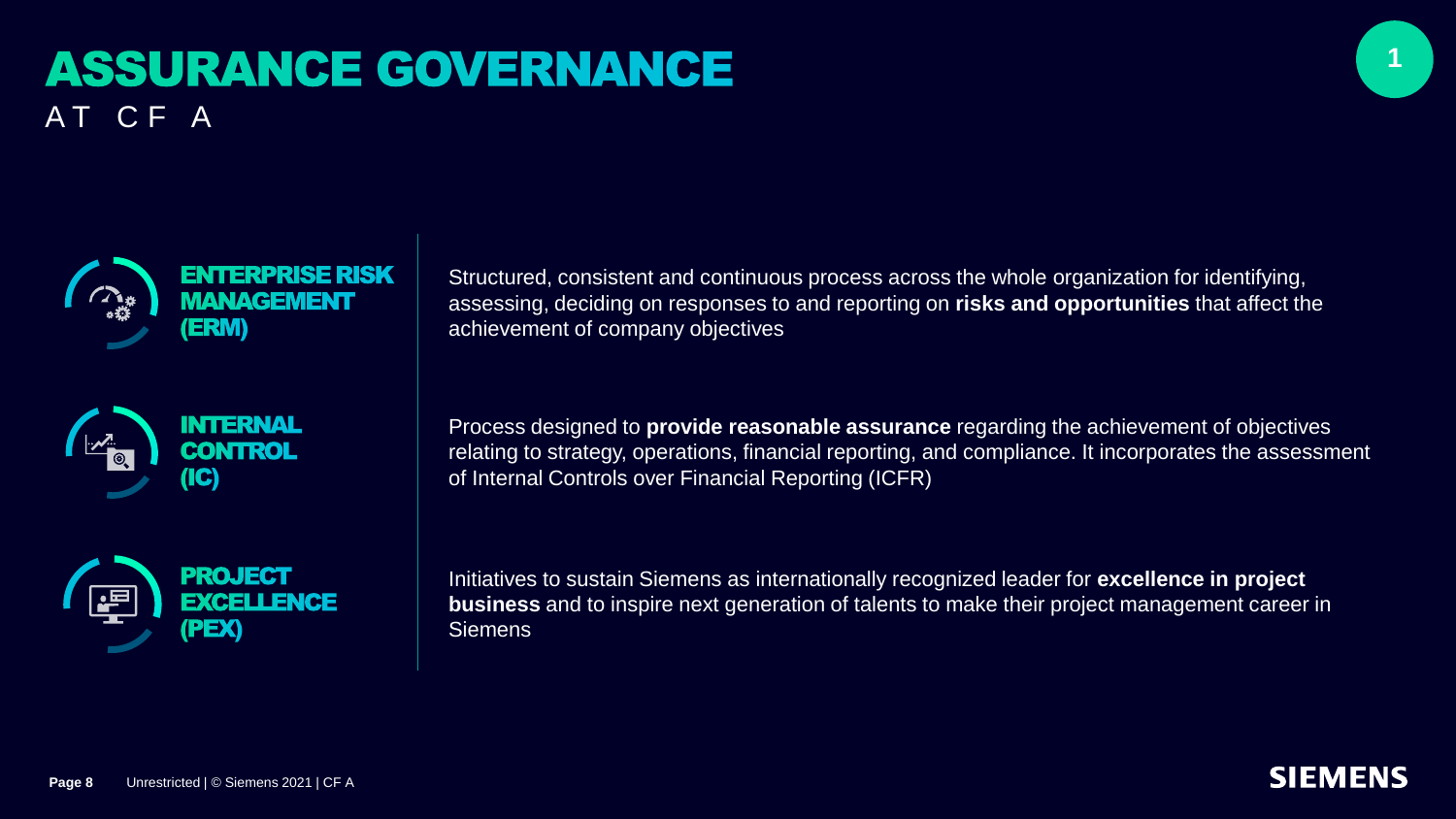# ASSURANCE GOVERNANCE

AT CF A

1

## ENTERPRISE RISK MANAGEMENT (ERM)

Structured, consistent and continuous process across the whole organization for identifying, assessing, deciding on responses to and reporting on **risks and opportunities** that affect the achievement of company objectives

## INTERNAL CONTROL (IC)

Process designed to **provide reasonable assurance** regarding the achievement of objectives relating to strategy, operations, financial reporting, and compliance. It incorporates the assessment of Internal Controls over Financial Reporting (ICFR)

## PROJECT EXCELLENCE (PEX)

Initiatives to sustain Siemens as internationally recognized leader for **excellence in project business** and to inspire next generation of talents to make their project management career in Siemens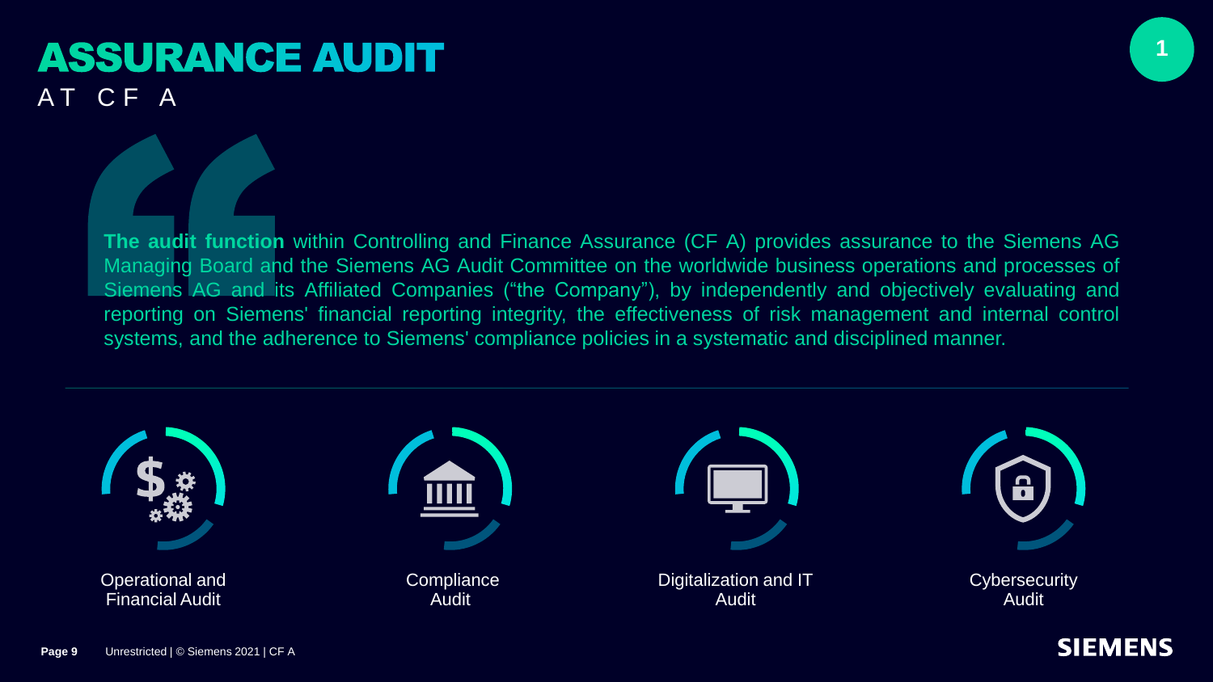# ASSURANCE AUDIT

## AT CF A

**The audit function** within Controlling and Finance Assurance (CF A) provides assurance to the Siemens AG Managing Board and the Siemens AG Audit Committee on the worldwide business operations and processes of Siemens AG and its Affiliated Companies (“the Company”), by independently and objectively evaluating and reporting on Siemens' financial reporting integrity, the effectiveness of risk management and internal control systems, and the adherence to Siemens' compliance policies in a systematic and disciplined manner.

- Operational and Financial Audit
- Compliance Audit
- Digitalization and IT Audit
- Cybersecurity Audit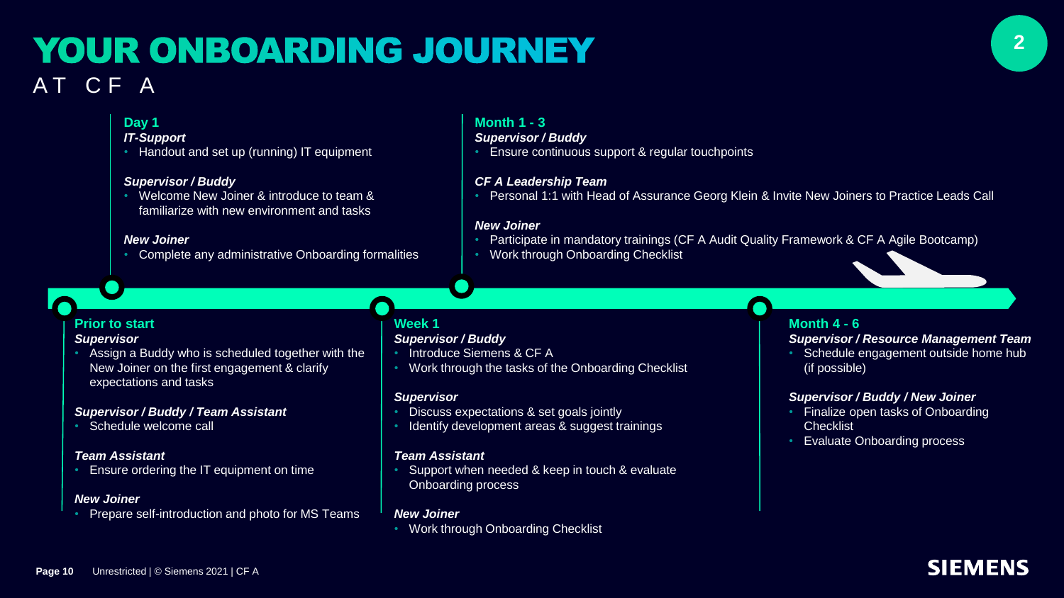# YOUR ONBOARDING JOURNEY

## AT CF A

### Prior to start

***Supervisor***

- Assign a Buddy who is scheduled together with the New Joiner on the first engagement & clarify expectations and tasks

***Supervisor / Buddy / Team Assistant***

- Schedule welcome call

***Team Assistant***

- Ensure ordering the IT equipment on time

***New Joiner***

- Prepare self-introduction and photo for MS Teams

### Day 1

***IT-Support***

- Handout and set up (running) IT equipment

***Supervisor / Buddy***

- Welcome New Joiner & introduce to team & familiarize with new environment and tasks

***New Joiner***

- Complete any administrative Onboarding formalities

### Week 1

***Supervisor / Buddy***

- Introduce Siemens & CF A
- Work through the tasks of the Onboarding Checklist

***Supervisor***

- Discuss expectations & set goals jointly
- Identify development areas & suggest trainings

***Team Assistant***

- Support when needed & keep in touch & evaluate Onboarding process

***New Joiner***

- Work through Onboarding Checklist

### Month 1 - 3

***Supervisor / Buddy***

- Ensure continuous support & regular touchpoints

***CF A Leadership Team***

- Personal 1:1 with Head of Assurance Georg Klein & Invite New Joiners to Practice Leads Call

***New Joiner***

- Participate in mandatory trainings (CF A Audit Quality Framework & CF A Agile Bootcamp)
- Work through Onboarding Checklist

### Month 4 - 6

***Supervisor / Resource Management Team***

- Schedule engagement outside home hub (if possible)

***Supervisor / Buddy / New Joiner***

- Finalize open tasks of Onboarding Checklist
- Evaluate Onboarding process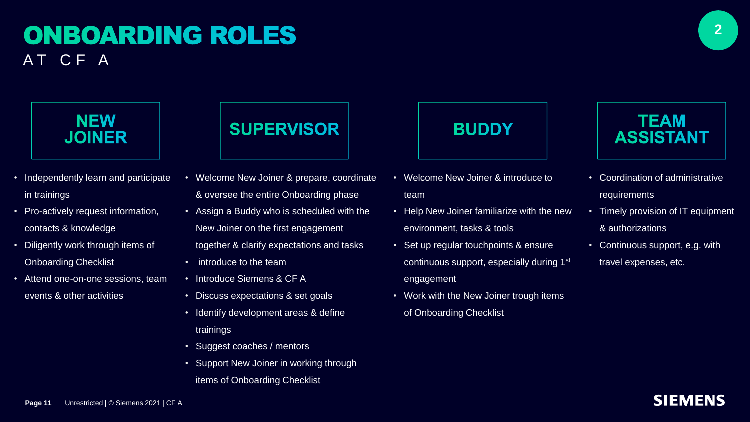# ONBOARDING ROLES

AT CF A

## NEW JOINER

- Independently learn and participate in trainings
- Pro-actively request information, contacts & knowledge
- Diligently work through items of Onboarding Checklist
- Attend one-on-one sessions, team events & other activities

## SUPERVISOR

- Welcome New Joiner & prepare, coordinate & oversee the entire Onboarding phase
- Assign a Buddy who is scheduled with the New Joiner on the first engagement together & clarify expectations and tasks
- introduce to the team
- Introduce Siemens & CF A
- Discuss expectations & set goals
- Identify development areas & define trainings
- Suggest coaches / mentors
- Support New Joiner in working through items of Onboarding Checklist

## BUDDY

- Welcome New Joiner & introduce to team
- Help New Joiner familiarize with the new environment, tasks & tools
- Set up regular touchpoints & ensure continuous support, especially during 1st engagement
- Work with the New Joiner trough items of Onboarding Checklist

## TEAM ASSISTANT

- Coordination of administrative requirements
- Timely provision of IT equipment & authorizations
- Continuous support, e.g. with travel expenses, etc.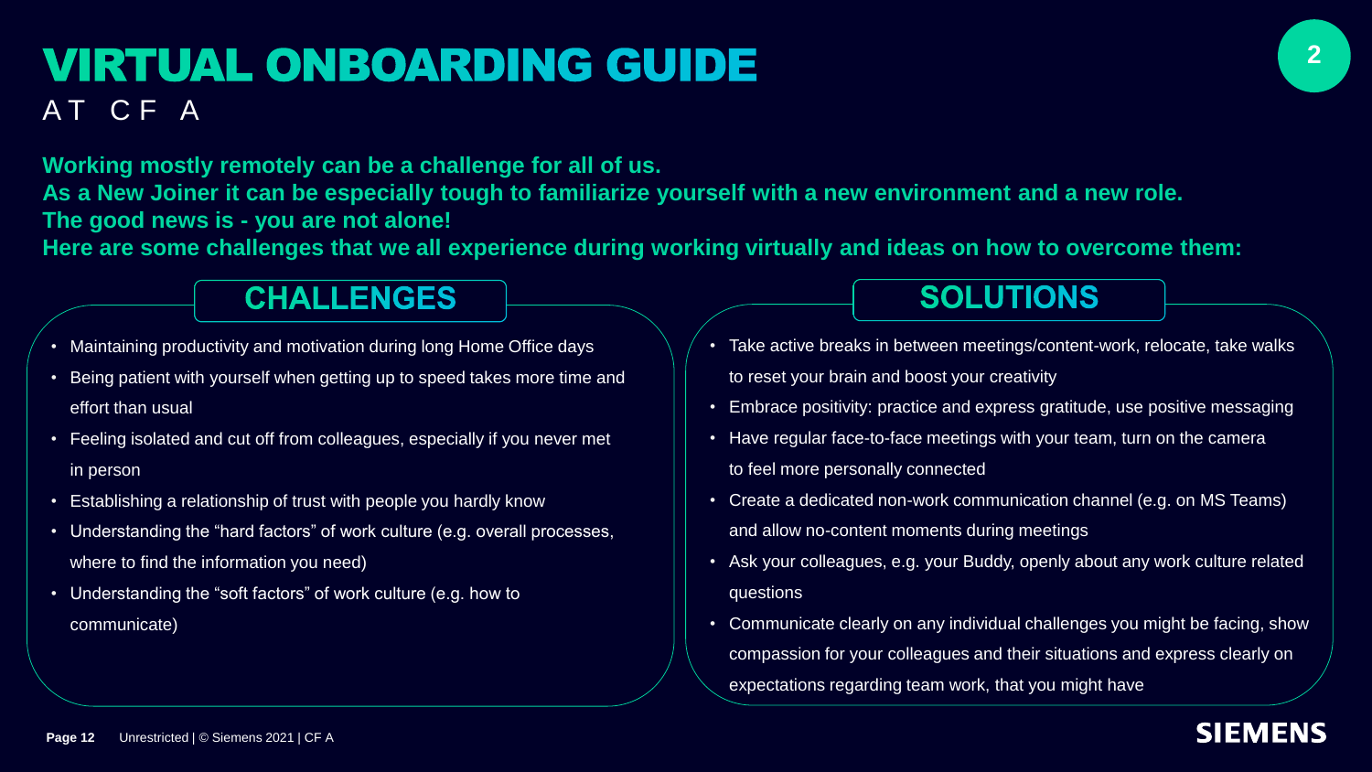# VIRTUAL ONBOARDING GUIDE

AT CF A

**Working mostly remotely can be a challenge for all of us.**
**As a New Joiner it can be especially tough to familiarize yourself with a new environment and a new role.**
**The good news is - you are not alone!**
**Here are some challenges that we all experience during working virtually and ideas on how to overcome them:**

## CHALLENGES

- Maintaining productivity and motivation during long Home Office days
- Being patient with yourself when getting up to speed takes more time and effort than usual
- Feeling isolated and cut off from colleagues, especially if you never met in person
- Establishing a relationship of trust with people you hardly know
- Understanding the "hard factors" of work culture (e.g. overall processes, where to find the information you need)
- Understanding the "soft factors" of work culture (e.g. how to communicate)

## SOLUTIONS

- Take active breaks in between meetings/content-work, relocate, take walks to reset your brain and boost your creativity
- Embrace positivity: practice and express gratitude, use positive messaging
- Have regular face-to-face meetings with your team, turn on the camera to feel more personally connected
- Create a dedicated non-work communication channel (e.g. on MS Teams) and allow no-content moments during meetings
- Ask your colleagues, e.g. your Buddy, openly about any work culture related questions
- Communicate clearly on any individual challenges you might be facing, show compassion for your colleagues and their situations and express clearly on expectations regarding team work, that you might have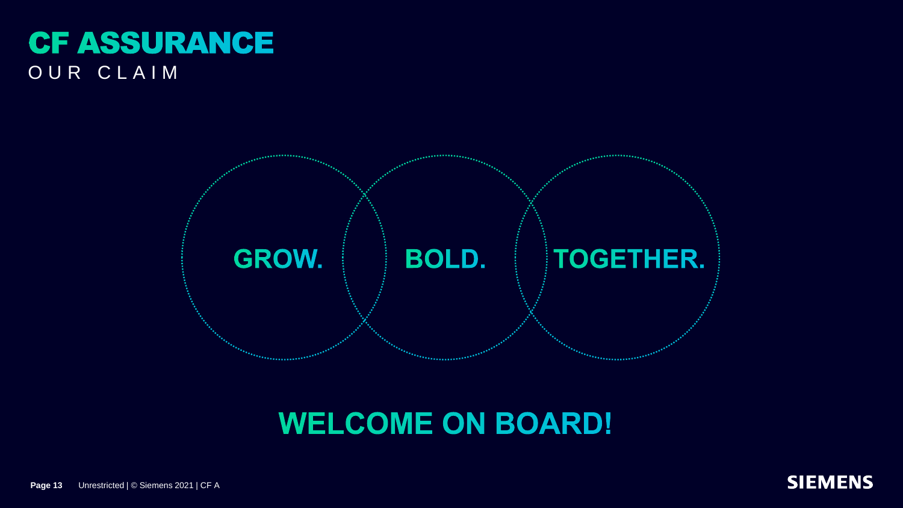# CF ASSURANCE

OUR CLAIM

GROW.

BOLD.

TOGETHER.

## WELCOME ON BOARD!